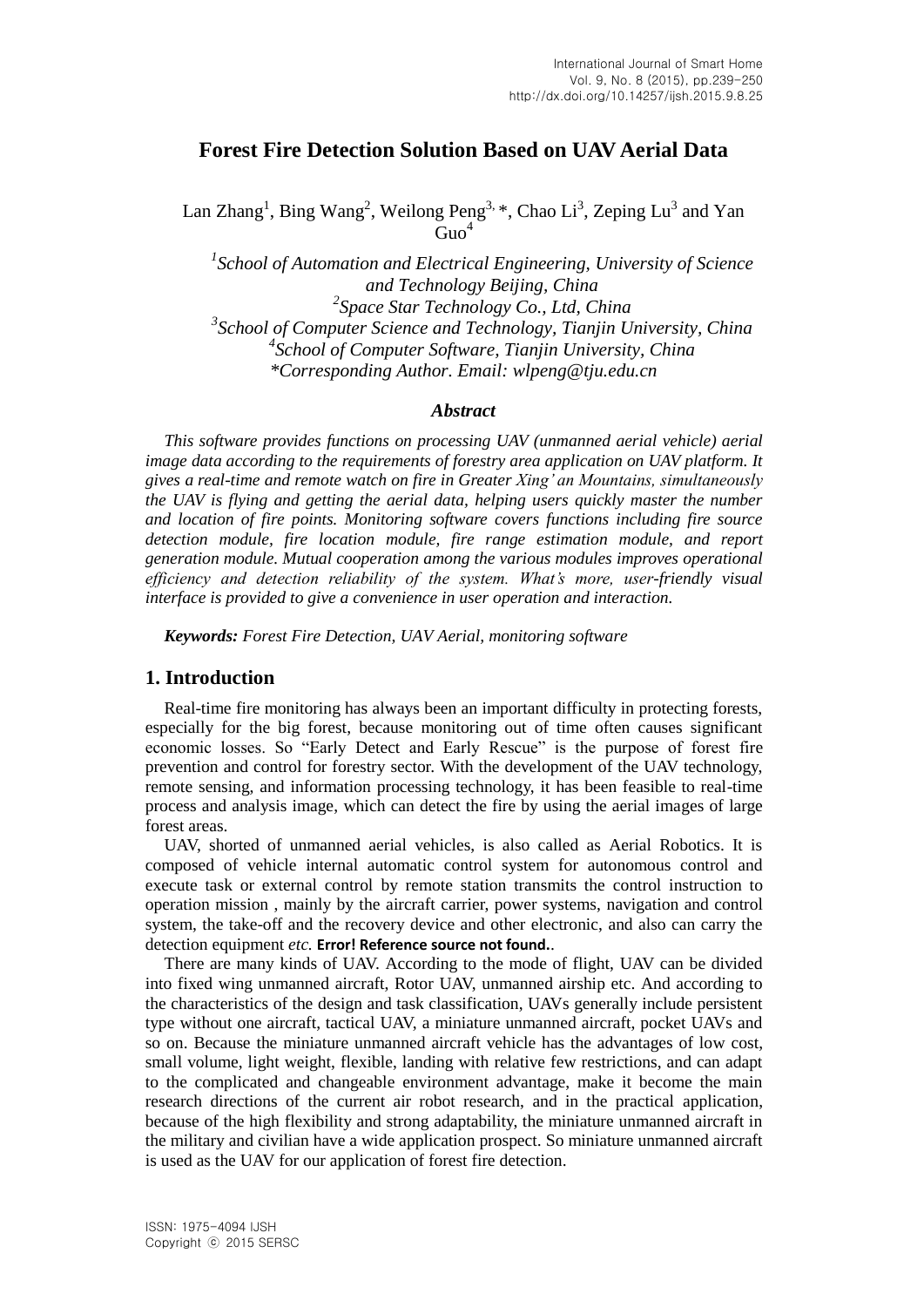# Forest Fire Detection Solution Based on UAV Aerial Data

Lan Zhang[1], Bing Wang[2], Weilong Peng[3,*], Chao Li[3], Zeping Lu[3] and Yan Guo[4]

*[1]School of Automation and Electrical Engineering, University of Science and Technology Beijing, China*
*[2]Space Star Technology Co., Ltd, China*
*[3]School of Computer Science and Technology, Tianjin University, China*
*[4]School of Computer Software, Tianjin University, China*
*\*Corresponding Author. Email: wlpeng@tju.edu.cn*

### *Abstract*

*This software provides functions on processing UAV (unmanned aerial vehicle) aerial image data according to the requirements of forestry area application on UAV platform. It gives a real-time and remote watch on fire in Greater Xing' an Mountains, simultaneously the UAV is flying and getting the aerial data, helping users quickly master the number and location of fire points. Monitoring software covers functions including fire source detection module, fire location module, fire range estimation module, and report generation module. Mutual cooperation among the various modules improves operational efficiency and detection reliability of the system. What's more, user-friendly visual interface is provided to give a convenience in user operation and interaction.*

***Keywords:*** *Forest Fire Detection, UAV Aerial, monitoring software*

## 1. Introduction

Real-time fire monitoring has always been an important difficulty in protecting forests, especially for the big forest, because monitoring out of time often causes significant economic losses. So "Early Detect and Early Rescue" is the purpose of forest fire prevention and control for forestry sector. With the development of the UAV technology, remote sensing, and information processing technology, it has been feasible to real-time process and analysis image, which can detect the fire by using the aerial images of large forest areas.

UAV, shorted of unmanned aerial vehicles, is also called as Aerial Robotics. It is composed of vehicle internal automatic control system for autonomous control and execute task or external control by remote station transmits the control instruction to operation mission , mainly by the aircraft carrier, power systems, navigation and control system, the take-off and the recovery device and other electronic, and also can carry the detection equipment *etc.* **Error! Reference source not found.**.

There are many kinds of UAV. According to the mode of flight, UAV can be divided into fixed wing unmanned aircraft, Rotor UAV, unmanned airship etc. And according to the characteristics of the design and task classification, UAVs generally include persistent type without one aircraft, tactical UAV, a miniature unmanned aircraft, pocket UAVs and so on. Because the miniature unmanned aircraft vehicle has the advantages of low cost, small volume, light weight, flexible, landing with relative few restrictions, and can adapt to the complicated and changeable environment advantage, make it become the main research directions of the current air robot research, and in the practical application, because of the high flexibility and strong adaptability, the miniature unmanned aircraft in the military and civilian have a wide application prospect. So miniature unmanned aircraft is used as the UAV for our application of forest fire detection.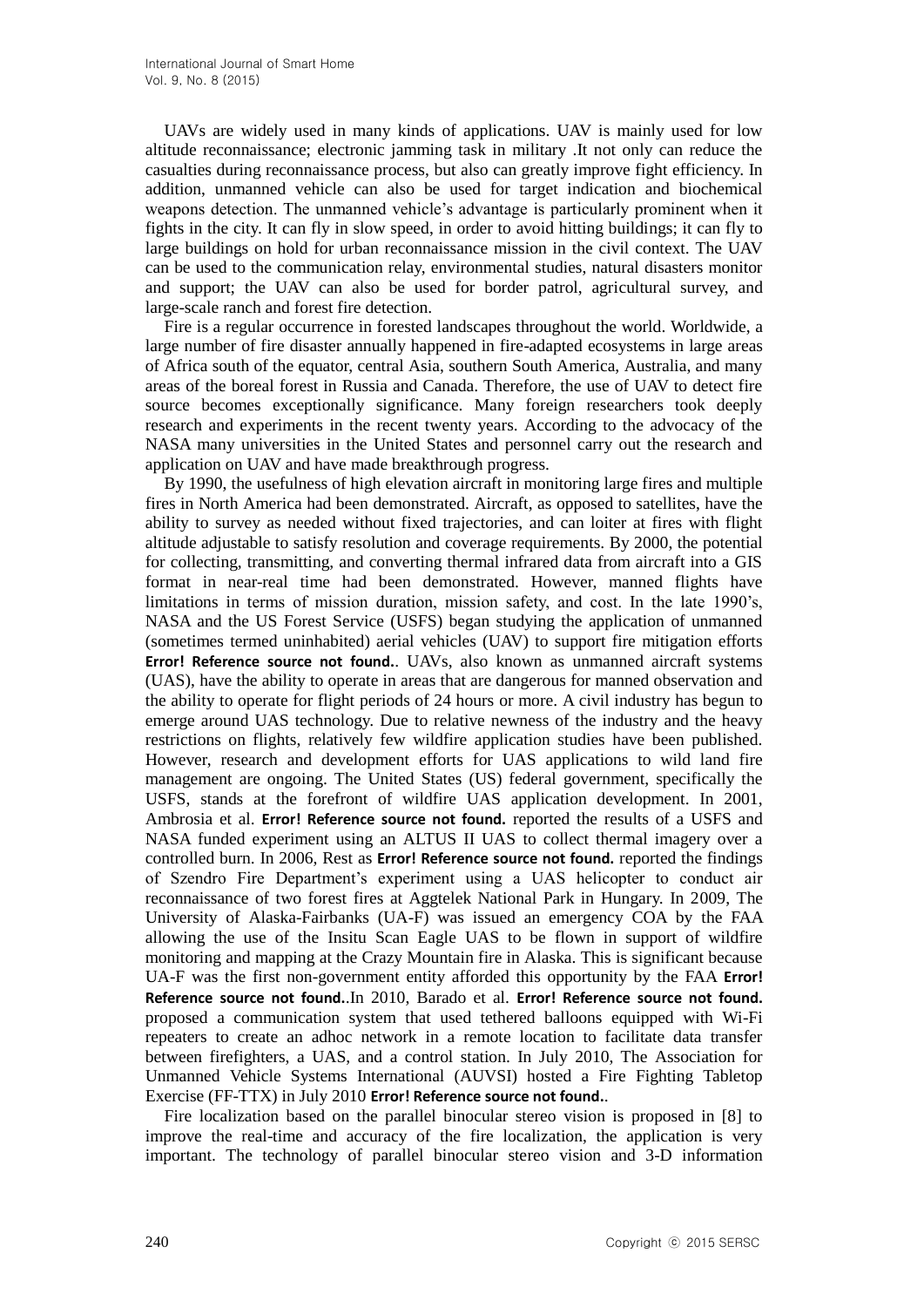UAVs are widely used in many kinds of applications. UAV is mainly used for low altitude reconnaissance; electronic jamming task in military .It not only can reduce the casualties during reconnaissance process, but also can greatly improve fight efficiency. In addition, unmanned vehicle can also be used for target indication and biochemical weapons detection. The unmanned vehicle's advantage is particularly prominent when it fights in the city. It can fly in slow speed, in order to avoid hitting buildings; it can fly to large buildings on hold for urban reconnaissance mission in the civil context. The UAV can be used to the communication relay, environmental studies, natural disasters monitor and support; the UAV can also be used for border patrol, agricultural survey, and large-scale ranch and forest fire detection.

Fire is a regular occurrence in forested landscapes throughout the world. Worldwide, a large number of fire disaster annually happened in fire-adapted ecosystems in large areas of Africa south of the equator, central Asia, southern South America, Australia, and many areas of the boreal forest in Russia and Canada. Therefore, the use of UAV to detect fire source becomes exceptionally significance. Many foreign researchers took deeply research and experiments in the recent twenty years. According to the advocacy of the NASA many universities in the United States and personnel carry out the research and application on UAV and have made breakthrough progress.

By 1990, the usefulness of high elevation aircraft in monitoring large fires and multiple fires in North America had been demonstrated. Aircraft, as opposed to satellites, have the ability to survey as needed without fixed trajectories, and can loiter at fires with flight altitude adjustable to satisfy resolution and coverage requirements. By 2000, the potential for collecting, transmitting, and converting thermal infrared data from aircraft into a GIS format in near-real time had been demonstrated. However, manned flights have limitations in terms of mission duration, mission safety, and cost. In the late 1990's, NASA and the US Forest Service (USFS) began studying the application of unmanned (sometimes termed uninhabited) aerial vehicles (UAV) to support fire mitigation efforts **Error! Reference source not found.**. UAVs, also known as unmanned aircraft systems (UAS), have the ability to operate in areas that are dangerous for manned observation and the ability to operate for flight periods of 24 hours or more. A civil industry has begun to emerge around UAS technology. Due to relative newness of the industry and the heavy restrictions on flights, relatively few wildfire application studies have been published. However, research and development efforts for UAS applications to wild land fire management are ongoing. The United States (US) federal government, specifically the USFS, stands at the forefront of wildfire UAS application development. In 2001, Ambrosia et al. **Error! Reference source not found.** reported the results of a USFS and NASA funded experiment using an ALTUS II UAS to collect thermal imagery over a controlled burn. In 2006, Rest as **Error! Reference source not found.** reported the findings of Szendro Fire Department's experiment using a UAS helicopter to conduct air reconnaissance of two forest fires at Aggtelek National Park in Hungary. In 2009, The University of Alaska-Fairbanks (UA-F) was issued an emergency COA by the FAA allowing the use of the Insitu Scan Eagle UAS to be flown in support of wildfire monitoring and mapping at the Crazy Mountain fire in Alaska. This is significant because UA-F was the first non-government entity afforded this opportunity by the FAA **Error! Reference source not found.**.In 2010, Barado et al. **Error! Reference source not found.** proposed a communication system that used tethered balloons equipped with Wi-Fi repeaters to create an adhoc network in a remote location to facilitate data transfer between firefighters, a UAS, and a control station. In July 2010, The Association for Unmanned Vehicle Systems International (AUVSI) hosted a Fire Fighting Tabletop Exercise (FF-TTX) in July 2010 **Error! Reference source not found.**.

Fire localization based on the parallel binocular stereo vision is proposed in [8] to improve the real-time and accuracy of the fire localization, the application is very important. The technology of parallel binocular stereo vision and 3-D information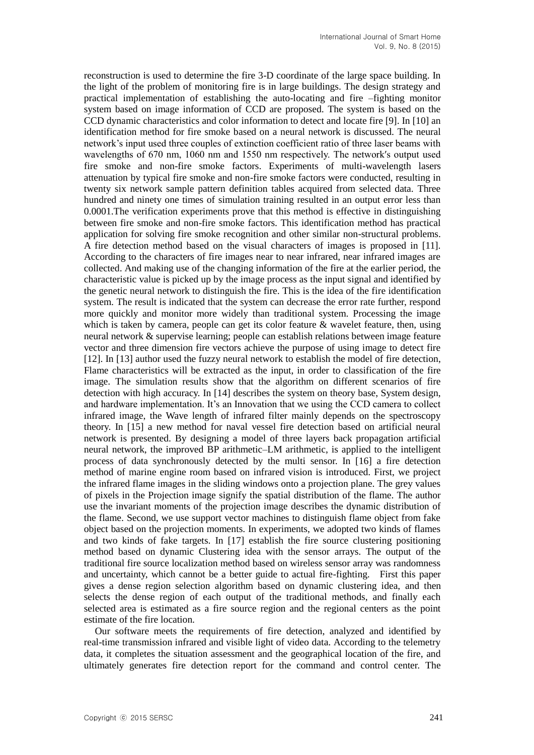reconstruction is used to determine the fire 3-D coordinate of the large space building. In the light of the problem of monitoring fire is in large buildings. The design strategy and practical implementation of establishing the auto-locating and fire –fighting monitor system based on image information of CCD are proposed. The system is based on the CCD dynamic characteristics and color information to detect and locate fire [9]. In [10] an identification method for fire smoke based on a neural network is discussed. The neural network's input used three couples of extinction coefficient ratio of three laser beams with wavelengths of 670 nm, 1060 nm and 1550 nm respectively. The network′s output used fire smoke and non-fire smoke factors. Experiments of multi-wavelength lasers attenuation by typical fire smoke and non-fire smoke factors were conducted, resulting in twenty six network sample pattern definition tables acquired from selected data. Three hundred and ninety one times of simulation training resulted in an output error less than 0.0001.The verification experiments prove that this method is effective in distinguishing between fire smoke and non-fire smoke factors. This identification method has practical application for solving fire smoke recognition and other similar non-structural problems. A fire detection method based on the visual characters of images is proposed in [11]. According to the characters of fire images near to near infrared, near infrared images are collected. And making use of the changing information of the fire at the earlier period, the characteristic value is picked up by the image process as the input signal and identified by the genetic neural network to distinguish the fire. This is the idea of the fire identification system. The result is indicated that the system can decrease the error rate further, respond more quickly and monitor more widely than traditional system. Processing the image which is taken by camera, people can get its color feature & wavelet feature, then, using neural network & supervise learning; people can establish relations between image feature vector and three dimension fire vectors achieve the purpose of using image to detect fire [12]. In [13] author used the fuzzy neural network to establish the model of fire detection, Flame characteristics will be extracted as the input, in order to classification of the fire image. The simulation results show that the algorithm on different scenarios of fire detection with high accuracy. In [14] describes the system on theory base, System design, and hardware implementation. It's an Innovation that we using the CCD camera to collect infrared image, the Wave length of infrared filter mainly depends on the spectroscopy theory. In [15] a new method for naval vessel fire detection based on artificial neural network is presented. By designing a model of three layers back propagation artificial neural network, the improved BP arithmetic–LM arithmetic, is applied to the intelligent process of data synchronously detected by the multi sensor. In [16] a fire detection method of marine engine room based on infrared vision is introduced. First, we project the infrared flame images in the sliding windows onto a projection plane. The grey values of pixels in the Projection image signify the spatial distribution of the flame. The author use the invariant moments of the projection image describes the dynamic distribution of the flame. Second, we use support vector machines to distinguish flame object from fake object based on the projection moments. In experiments, we adopted two kinds of flames and two kinds of fake targets. In [17] establish the fire source clustering positioning method based on dynamic Clustering idea with the sensor arrays. The output of the traditional fire source localization method based on wireless sensor array was randomness and uncertainty, which cannot be a better guide to actual fire-fighting. First this paper gives a dense region selection algorithm based on dynamic clustering idea, and then selects the dense region of each output of the traditional methods, and finally each selected area is estimated as a fire source region and the regional centers as the point estimate of the fire location.

Our software meets the requirements of fire detection, analyzed and identified by real-time transmission infrared and visible light of video data. According to the telemetry data, it completes the situation assessment and the geographical location of the fire, and ultimately generates fire detection report for the command and control center. The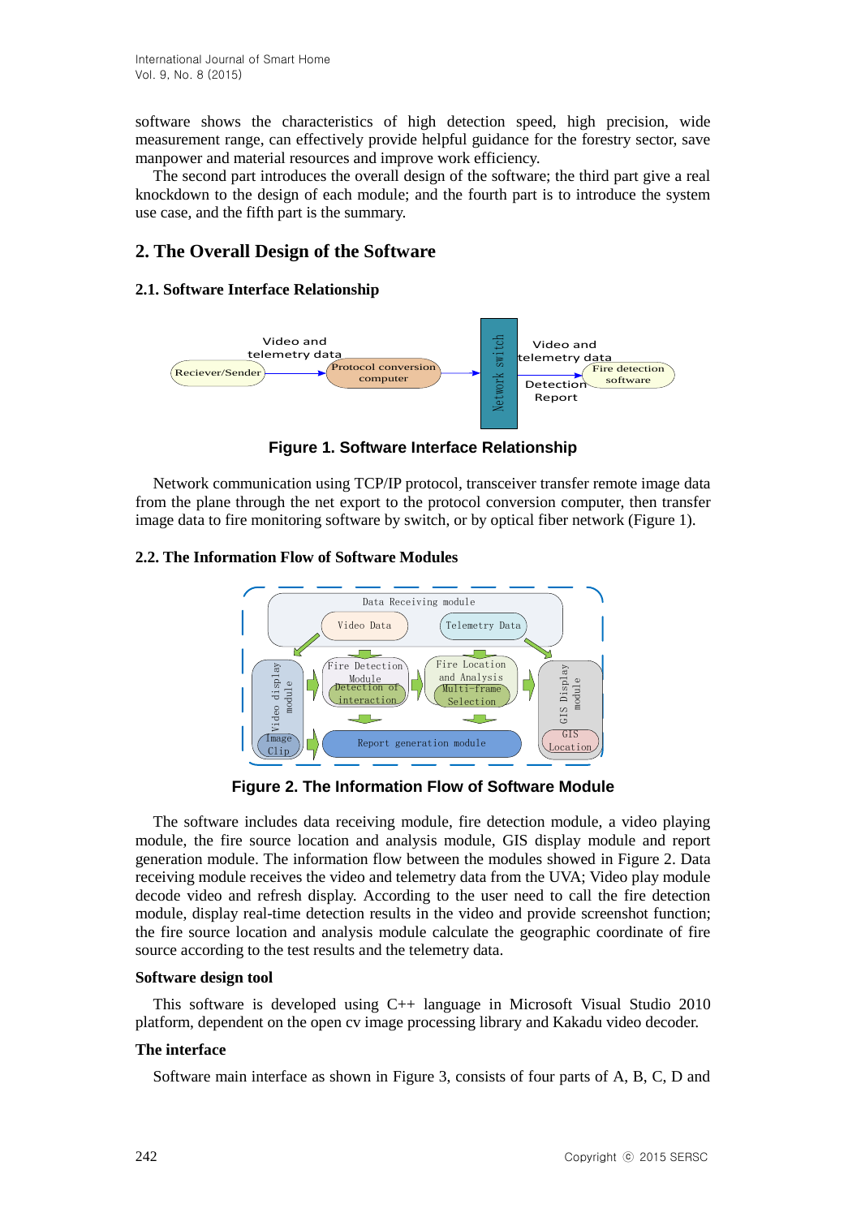software shows the characteristics of high detection speed, high precision, wide measurement range, can effectively provide helpful guidance for the forestry sector, save manpower and material resources and improve work efficiency.

The second part introduces the overall design of the software; the third part give a real knockdown to the design of each module; and the fourth part is to introduce the system use case, and the fifth part is the summary.

## 2. The Overall Design of the Software

### 2.1. Software Interface Relationship

**Figure 1. Software Interface Relationship**

Network communication using TCP/IP protocol, transceiver transfer remote image data from the plane through the net export to the protocol conversion computer, then transfer image data to fire monitoring software by switch, or by optical fiber network (Figure 1).

### 2.2. The Information Flow of Software Modules

**Figure 2. The Information Flow of Software Module**

The software includes data receiving module, fire detection module, a video playing module, the fire source location and analysis module, GIS display module and report generation module. The information flow between the modules showed in Figure 2. Data receiving module receives the video and telemetry data from the UVA; Video play module decode video and refresh display. According to the user need to call the fire detection module, display real-time detection results in the video and provide screenshot function; the fire source location and analysis module calculate the geographic coordinate of fire source according to the test results and the telemetry data.

**Software design tool**

This software is developed using C++ language in Microsoft Visual Studio 2010 platform, dependent on the open cv image processing library and Kakadu video decoder.

**The interface**

Software main interface as shown in Figure 3, consists of four parts of A, B, C, D and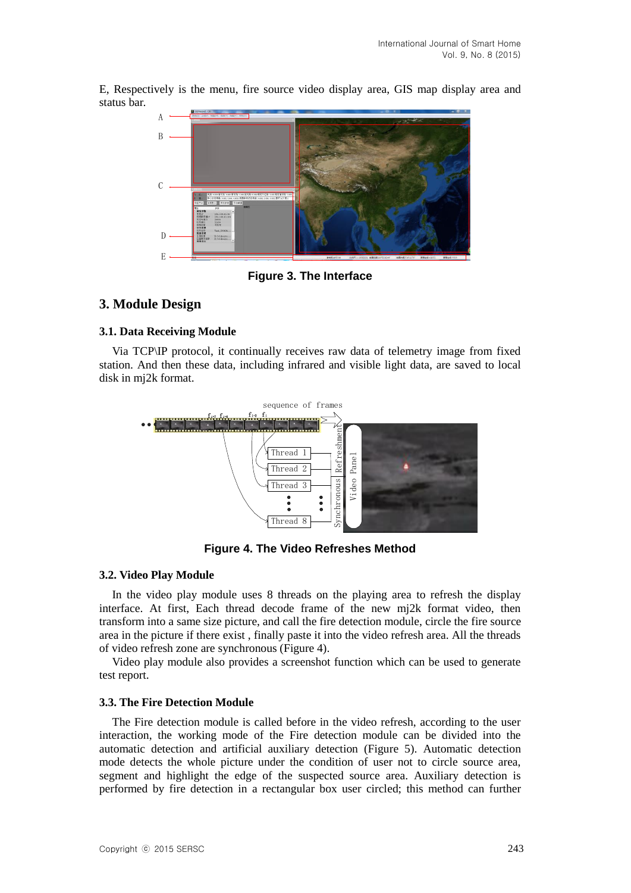E, Respectively is the menu, fire source video display area, GIS map display area and status bar.

Figure 3. The Interface

## 3. Module Design

### 3.1. Data Receiving Module

Via TCP\IP protocol, it continually receives raw data of telemetry image from fixed station. And then these data, including infrared and visible light data, are saved to local disk in mj2k format.

Figure 4. The Video Refreshes Method

### 3.2. Video Play Module

In the video play module uses 8 threads on the playing area to refresh the display interface. At first, Each thread decode frame of the new mj2k format video, then transform into a same size picture, and call the fire detection module, circle the fire source area in the picture if there exist , finally paste it into the video refresh area. All the threads of video refresh zone are synchronous (Figure 4).

Video play module also provides a screenshot function which can be used to generate test report.

### 3.3. The Fire Detection Module

The Fire detection module is called before in the video refresh, according to the user interaction, the working mode of the Fire detection module can be divided into the automatic detection and artificial auxiliary detection (Figure 5). Automatic detection mode detects the whole picture under the condition of user not to circle source area, segment and highlight the edge of the suspected source area. Auxiliary detection is performed by fire detection in a rectangular box user circled; this method can further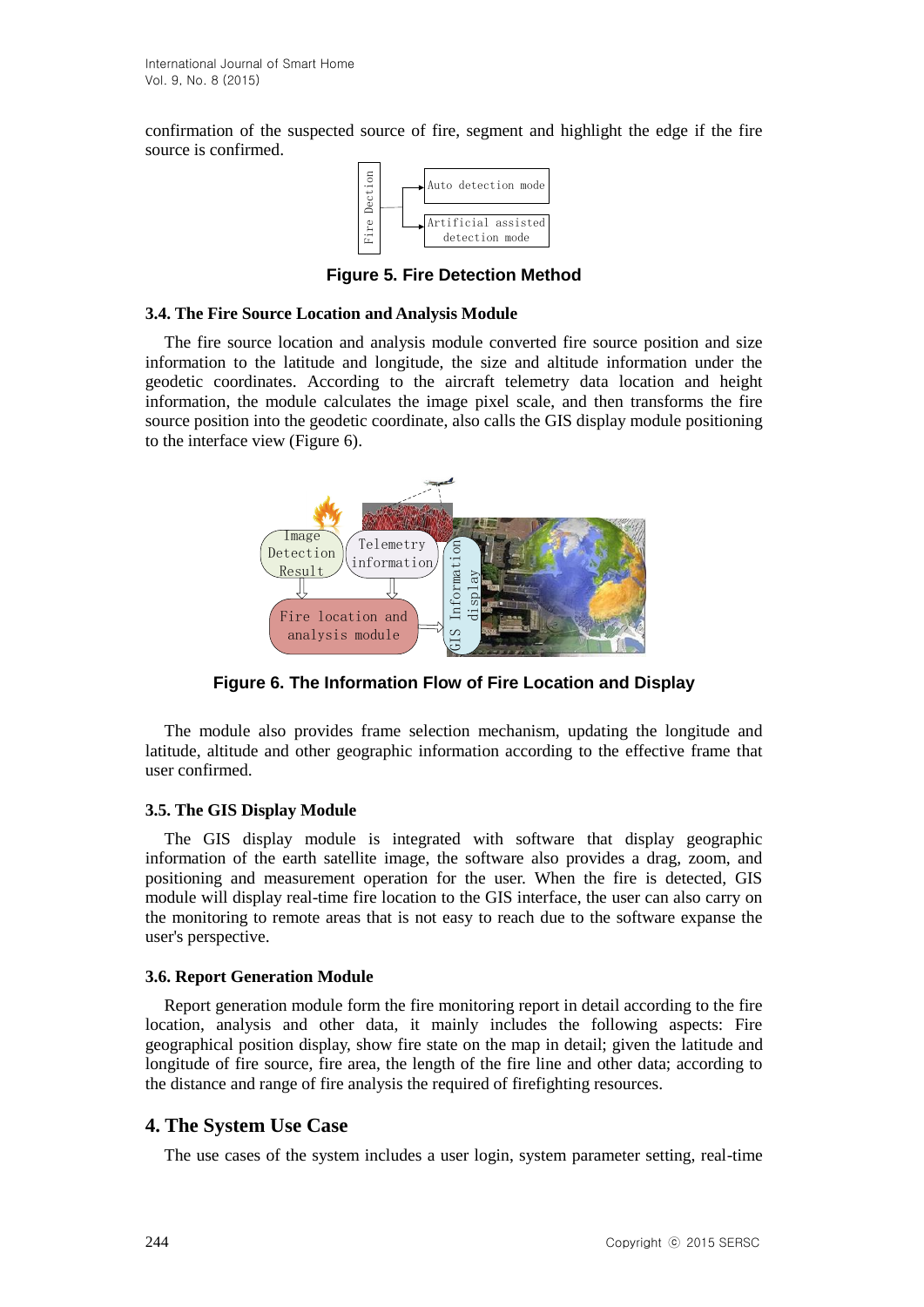confirmation of the suspected source of fire, segment and highlight the edge if the fire source is confirmed.

Figure 5. Fire Detection Method

### 3.4. The Fire Source Location and Analysis Module

The fire source location and analysis module converted fire source position and size information to the latitude and longitude, the size and altitude information under the geodetic coordinates. According to the aircraft telemetry data location and height information, the module calculates the image pixel scale, and then transforms the fire source position into the geodetic coordinate, also calls the GIS display module positioning to the interface view (Figure 6).

Figure 6. The Information Flow of Fire Location and Display

The module also provides frame selection mechanism, updating the longitude and latitude, altitude and other geographic information according to the effective frame that user confirmed.

### 3.5. The GIS Display Module

The GIS display module is integrated with software that display geographic information of the earth satellite image, the software also provides a drag, zoom, and positioning and measurement operation for the user. When the fire is detected, GIS module will display real-time fire location to the GIS interface, the user can also carry on the monitoring to remote areas that is not easy to reach due to the software expanse the user's perspective.

### 3.6. Report Generation Module

Report generation module form the fire monitoring report in detail according to the fire location, analysis and other data, it mainly includes the following aspects: Fire geographical position display, show fire state on the map in detail; given the latitude and longitude of fire source, fire area, the length of the fire line and other data; according to the distance and range of fire analysis the required of firefighting resources.

## 4. The System Use Case

The use cases of the system includes a user login, system parameter setting, real-time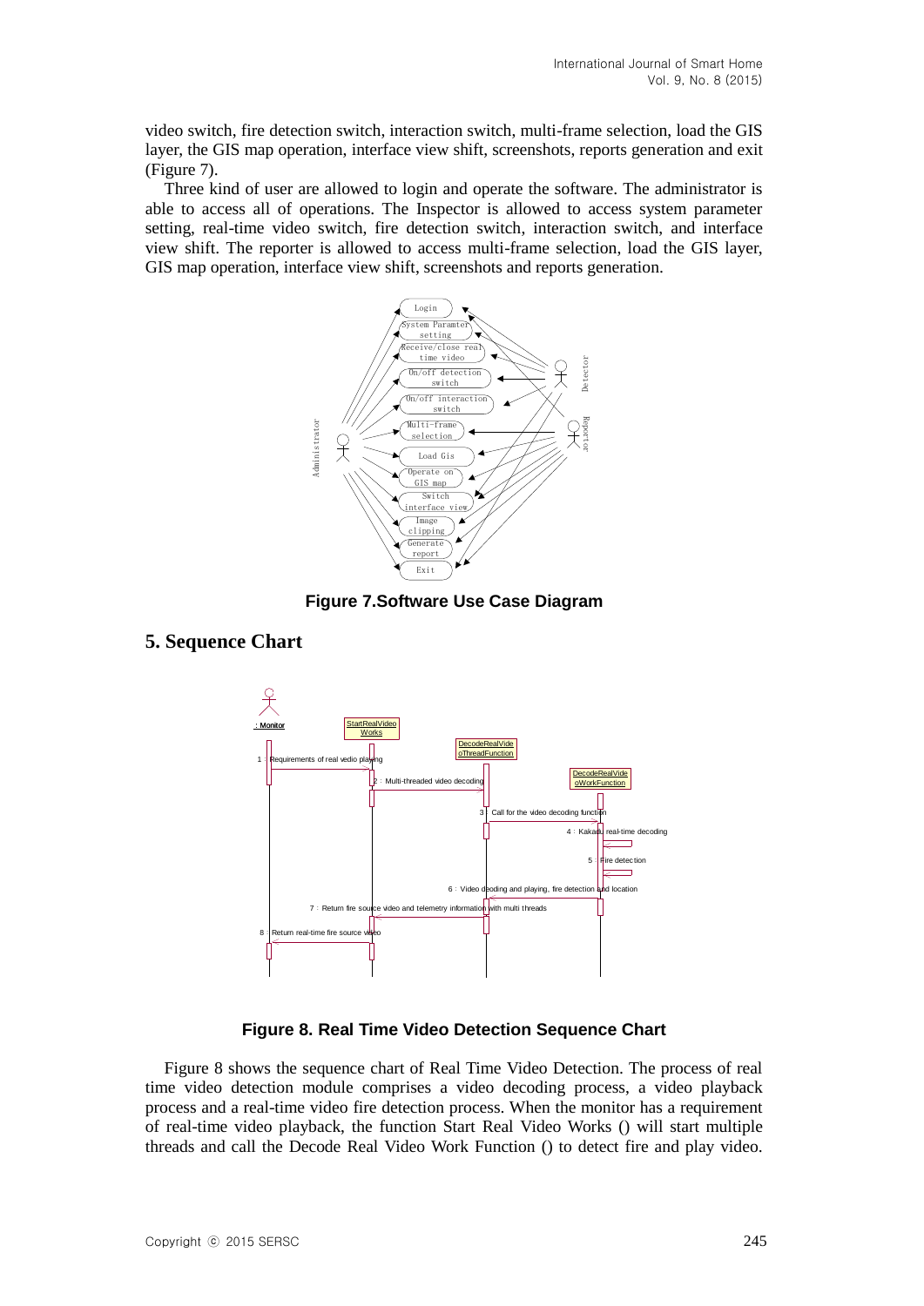video switch, fire detection switch, interaction switch, multi-frame selection, load the GIS layer, the GIS map operation, interface view shift, screenshots, reports generation and exit (Figure 7).

Three kind of user are allowed to login and operate the software. The administrator is able to access all of operations. The Inspector is allowed to access system parameter setting, real-time video switch, fire detection switch, interaction switch, and interface view shift. The reporter is allowed to access multi-frame selection, load the GIS layer, GIS map operation, interface view shift, screenshots and reports generation.

**Figure 7.Software Use Case Diagram**

## 5. Sequence Chart

**Figure 8. Real Time Video Detection Sequence Chart**

Figure 8 shows the sequence chart of Real Time Video Detection. The process of real time video detection module comprises a video decoding process, a video playback process and a real-time video fire detection process. When the monitor has a requirement of real-time video playback, the function Start Real Video Works () will start multiple threads and call the Decode Real Video Work Function () to detect fire and play video.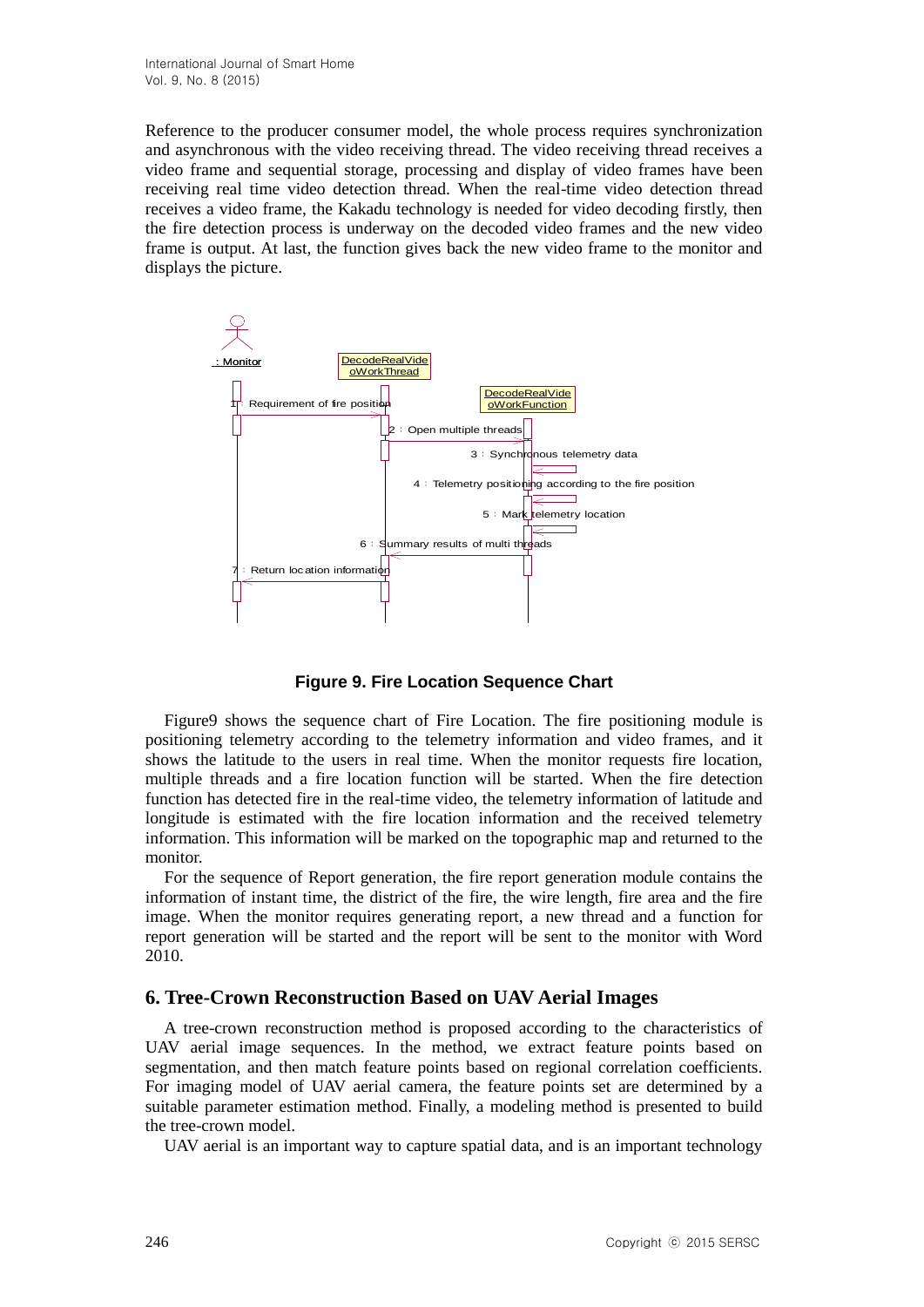Reference to the producer consumer model, the whole process requires synchronization and asynchronous with the video receiving thread. The video receiving thread receives a video frame and sequential storage, processing and display of video frames have been receiving real time video detection thread. When the real-time video detection thread receives a video frame, the Kakadu technology is needed for video decoding firstly, then the fire detection process is underway on the decoded video frames and the new video frame is output. At last, the function gives back the new video frame to the monitor and displays the picture.

: Monitor

DecodeRealVideoWorkThread

DecodeRealVideoWorkFunction

1：Requirement of fire position

2：Open multiple threads

3：Synchronous telemetry data

4：Telemetry positioning according to the fire position

5：Mark telemetry location

6：Summary results of multi threads

7：Return location information

**Figure 9. Fire Location Sequence Chart**

Figure9 shows the sequence chart of Fire Location. The fire positioning module is positioning telemetry according to the telemetry information and video frames, and it shows the latitude to the users in real time. When the monitor requests fire location, multiple threads and a fire location function will be started. When the fire detection function has detected fire in the real-time video, the telemetry information of latitude and longitude is estimated with the fire location information and the received telemetry information. This information will be marked on the topographic map and returned to the monitor.

For the sequence of Report generation, the fire report generation module contains the information of instant time, the district of the fire, the wire length, fire area and the fire image. When the monitor requires generating report, a new thread and a function for report generation will be started and the report will be sent to the monitor with Word 2010.

## 6. Tree-Crown Reconstruction Based on UAV Aerial Images

A tree-crown reconstruction method is proposed according to the characteristics of UAV aerial image sequences. In the method, we extract feature points based on segmentation, and then match feature points based on regional correlation coefficients. For imaging model of UAV aerial camera, the feature points set are determined by a suitable parameter estimation method. Finally, a modeling method is presented to build the tree-crown model.

UAV aerial is an important way to capture spatial data, and is an important technology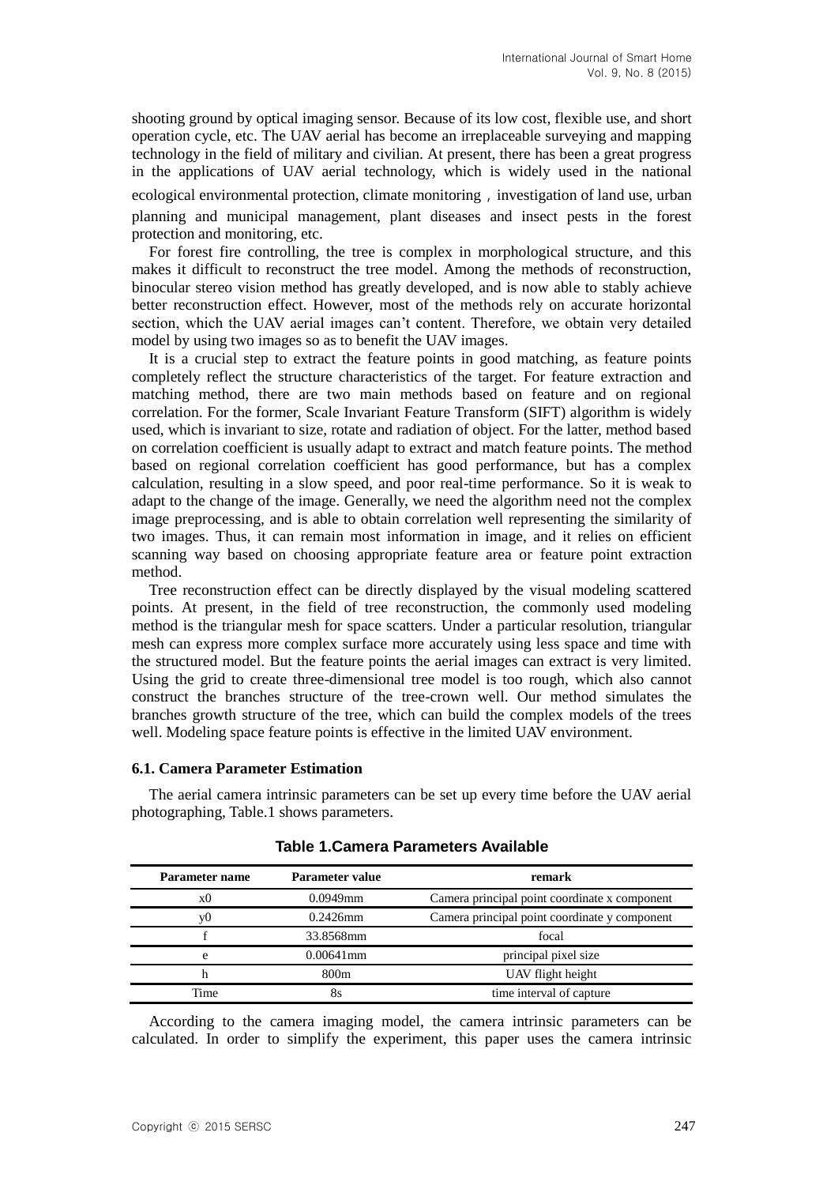shooting ground by optical imaging sensor. Because of its low cost, flexible use, and short operation cycle, etc. The UAV aerial has become an irreplaceable surveying and mapping technology in the field of military and civilian. At present, there has been a great progress in the applications of UAV aerial technology, which is widely used in the national ecological environmental protection, climate monitoring，investigation of land use, urban planning and municipal management, plant diseases and insect pests in the forest protection and monitoring, etc.

For forest fire controlling, the tree is complex in morphological structure, and this makes it difficult to reconstruct the tree model. Among the methods of reconstruction, binocular stereo vision method has greatly developed, and is now able to stably achieve better reconstruction effect. However, most of the methods rely on accurate horizontal section, which the UAV aerial images can't content. Therefore, we obtain very detailed model by using two images so as to benefit the UAV images.

It is a crucial step to extract the feature points in good matching, as feature points completely reflect the structure characteristics of the target. For feature extraction and matching method, there are two main methods based on feature and on regional correlation. For the former, Scale Invariant Feature Transform (SIFT) algorithm is widely used, which is invariant to size, rotate and radiation of object. For the latter, method based on correlation coefficient is usually adapt to extract and match feature points. The method based on regional correlation coefficient has good performance, but has a complex calculation, resulting in a slow speed, and poor real-time performance. So it is weak to adapt to the change of the image. Generally, we need the algorithm need not the complex image preprocessing, and is able to obtain correlation well representing the similarity of two images. Thus, it can remain most information in image, and it relies on efficient scanning way based on choosing appropriate feature area or feature point extraction method.

Tree reconstruction effect can be directly displayed by the visual modeling scattered points. At present, in the field of tree reconstruction, the commonly used modeling method is the triangular mesh for space scatters. Under a particular resolution, triangular mesh can express more complex surface more accurately using less space and time with the structured model. But the feature points the aerial images can extract is very limited. Using the grid to create three-dimensional tree model is too rough, which also cannot construct the branches structure of the tree-crown well. Our method simulates the branches growth structure of the tree, which can build the complex models of the trees well. Modeling space feature points is effective in the limited UAV environment.

### 6.1. Camera Parameter Estimation

The aerial camera intrinsic parameters can be set up every time before the UAV aerial photographing, Table.1 shows parameters.

**Table 1.Camera Parameters Available**

| Parameter name | Parameter value | remark |
|---|---|---|
| x0 | 0.0949mm | Camera principal point coordinate x component |
| y0 | 0.2426mm | Camera principal point coordinate y component |
| f | 33.8568mm | focal |
| e | 0.00641mm | principal pixel size |
| h | 800m | UAV flight height |
| Time | 8s | time interval of capture |

According to the camera imaging model, the camera intrinsic parameters can be calculated. In order to simplify the experiment, this paper uses the camera intrinsic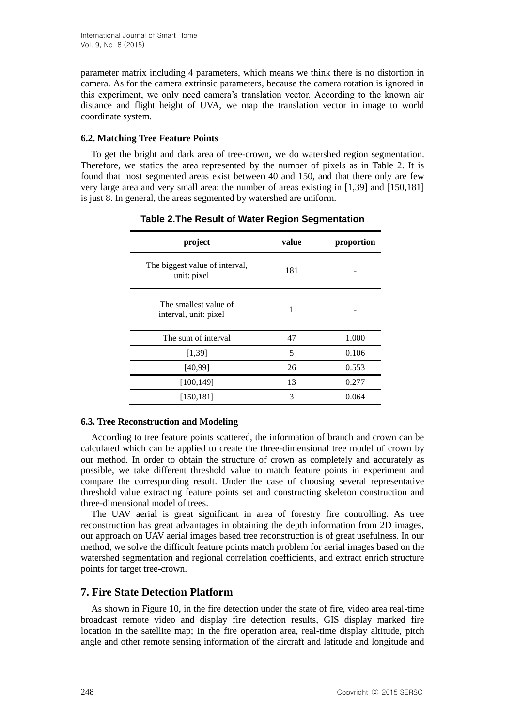parameter matrix including 4 parameters, which means we think there is no distortion in camera. As for the camera extrinsic parameters, because the camera rotation is ignored in this experiment, we only need camera's translation vector. According to the known air distance and flight height of UVA, we map the translation vector in image to world coordinate system.

### 6.2. Matching Tree Feature Points

To get the bright and dark area of tree-crown, we do watershed region segmentation. Therefore, we statics the area represented by the number of pixels as in Table 2. It is found that most segmented areas exist between 40 and 150, and that there only are few very large area and very small area: the number of areas existing in [1,39] and [150,181] is just 8. In general, the areas segmented by watershed are uniform.

**Table 2.The Result of Water Region Segmentation**

| project | value | proportion |
|---|---|---|
| The biggest value of interval, unit: pixel | 181 | - |
| The smallest value of interval, unit: pixel | 1 | - |
| The sum of interval | 47 | 1.000 |
| [1,39] | 5 | 0.106 |
| [40,99] | 26 | 0.553 |
| [100,149] | 13 | 0.277 |
| [150,181] | 3 | 0.064 |

### 6.3. Tree Reconstruction and Modeling

According to tree feature points scattered, the information of branch and crown can be calculated which can be applied to create the three-dimensional tree model of crown by our method. In order to obtain the structure of crown as completely and accurately as possible, we take different threshold value to match feature points in experiment and compare the corresponding result. Under the case of choosing several representative threshold value extracting feature points set and constructing skeleton construction and three-dimensional model of trees.

The UAV aerial is great significant in area of forestry fire controlling. As tree reconstruction has great advantages in obtaining the depth information from 2D images, our approach on UAV aerial images based tree reconstruction is of great usefulness. In our method, we solve the difficult feature points match problem for aerial images based on the watershed segmentation and regional correlation coefficients, and extract enrich structure points for target tree-crown.

## 7. Fire State Detection Platform

As shown in Figure 10, in the fire detection under the state of fire, video area real-time broadcast remote video and display fire detection results, GIS display marked fire location in the satellite map; In the fire operation area, real-time display altitude, pitch angle and other remote sensing information of the aircraft and latitude and longitude and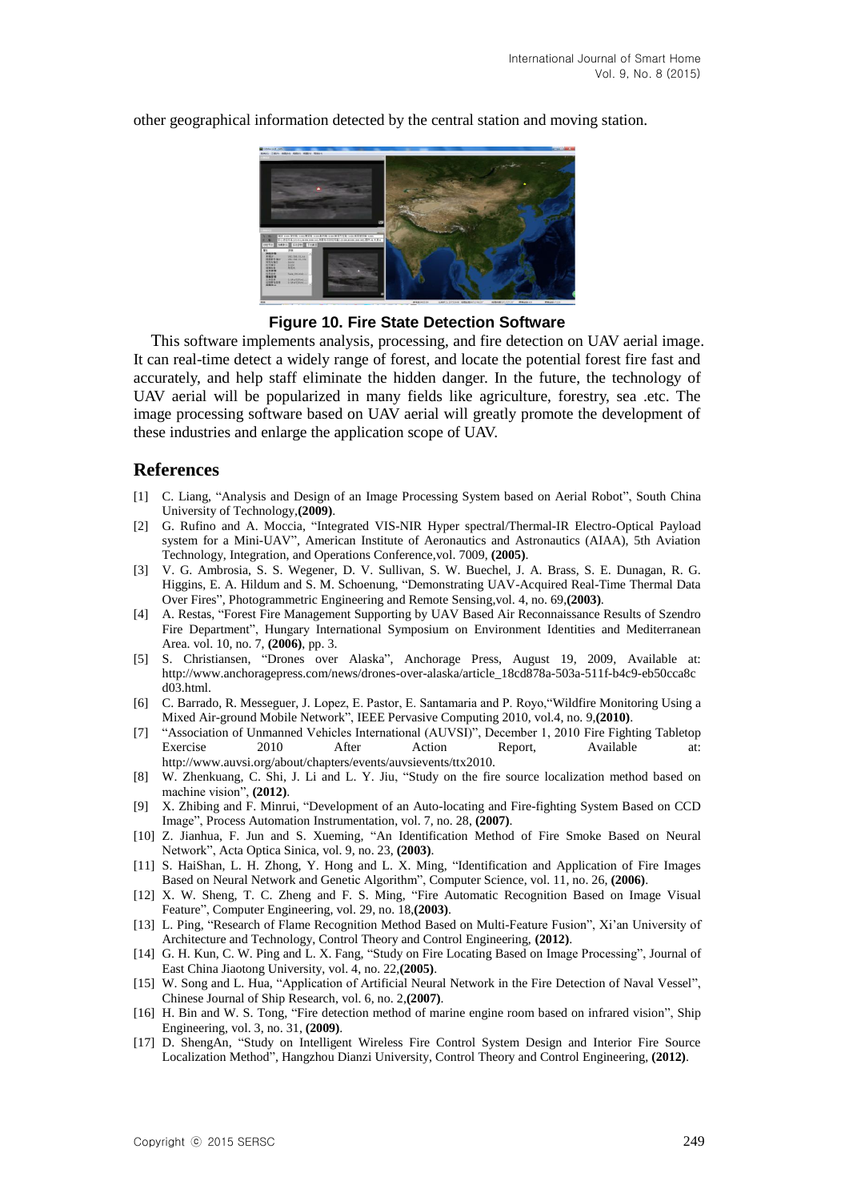other geographical information detected by the central station and moving station.

**Figure 10. Fire State Detection Software**

This software implements analysis, processing, and fire detection on UAV aerial image. It can real-time detect a widely range of forest, and locate the potential forest fire fast and accurately, and help staff eliminate the hidden danger. In the future, the technology of UAV aerial will be popularized in many fields like agriculture, forestry, sea .etc. The image processing software based on UAV aerial will greatly promote the development of these industries and enlarge the application scope of UAV.

## References

[1] C. Liang, "Analysis and Design of an Image Processing System based on Aerial Robot", South China University of Technology,**(2009)**.

[2] G. Rufino and A. Moccia, "Integrated VIS-NIR Hyper spectral/Thermal-IR Electro-Optical Payload system for a Mini-UAV", American Institute of Aeronautics and Astronautics (AIAA), 5th Aviation Technology, Integration, and Operations Conference,vol. 7009, **(2005)**.

[3] V. G. Ambrosia, S. S. Wegener, D. V. Sullivan, S. W. Buechel, J. A. Brass, S. E. Dunagan, R. G. Higgins, E. A. Hildum and S. M. Schoenung, "Demonstrating UAV-Acquired Real-Time Thermal Data Over Fires", Photogrammetric Engineering and Remote Sensing,vol. 4, no. 69,**(2003)**.

[4] A. Restas, "Forest Fire Management Supporting by UAV Based Air Reconnaissance Results of Szendro Fire Department", Hungary International Symposium on Environment Identities and Mediterranean Area. vol. 10, no. 7, **(2006)**, pp. 3.

[5] S. Christiansen, "Drones over Alaska", Anchorage Press, August 19, 2009, Available at: http://www.anchoragepress.com/news/drones-over-alaska/article_18cd878a-503a-511f-b4c9-eb50cca8cd03.html.

[6] C. Barrado, R. Messeguer, J. Lopez, E. Pastor, E. Santamaria and P. Royo,"Wildfire Monitoring Using a Mixed Air-ground Mobile Network", IEEE Pervasive Computing 2010, vol.4, no. 9,**(2010)**.

[7] "Association of Unmanned Vehicles International (AUVSI)", December 1, 2010 Fire Fighting Tabletop Exercise 2010 After Action Report, Available at: http://www.auvsi.org/about/chapters/events/auvsievents/ttx2010.

[8] W. Zhenkuang, C. Shi, J. Li and L. Y. Jiu, "Study on the fire source localization method based on machine vision", **(2012)**.

[9] X. Zhibing and F. Minrui, "Development of an Auto-locating and Fire-fighting System Based on CCD Image", Process Automation Instrumentation, vol. 7, no. 28, **(2007)**.

[10] Z. Jianhua, F. Jun and S. Xueming, "An Identification Method of Fire Smoke Based on Neural Network", Acta Optica Sinica, vol. 9, no. 23, **(2003)**.

[11] S. HaiShan, L. H. Zhong, Y. Hong and L. X. Ming, "Identification and Application of Fire Images Based on Neural Network and Genetic Algorithm", Computer Science, vol. 11, no. 26, **(2006)**.

[12] X. W. Sheng, T. C. Zheng and F. S. Ming, "Fire Automatic Recognition Based on Image Visual Feature", Computer Engineering, vol. 29, no. 18,**(2003)**.

[13] L. Ping, "Research of Flame Recognition Method Based on Multi-Feature Fusion", Xi'an University of Architecture and Technology, Control Theory and Control Engineering, **(2012)**.

[14] G. H. Kun, C. W. Ping and L. X. Fang, "Study on Fire Locating Based on Image Processing", Journal of East China Jiaotong University, vol. 4, no. 22,**(2005)**.

[15] W. Song and L. Hua, "Application of Artificial Neural Network in the Fire Detection of Naval Vessel", Chinese Journal of Ship Research, vol. 6, no. 2,**(2007)**.

[16] H. Bin and W. S. Tong, "Fire detection method of marine engine room based on infrared vision", Ship Engineering, vol. 3, no. 31, **(2009)**.

[17] D. ShengAn, "Study on Intelligent Wireless Fire Control System Design and Interior Fire Source Localization Method", Hangzhou Dianzi University, Control Theory and Control Engineering, **(2012)**.